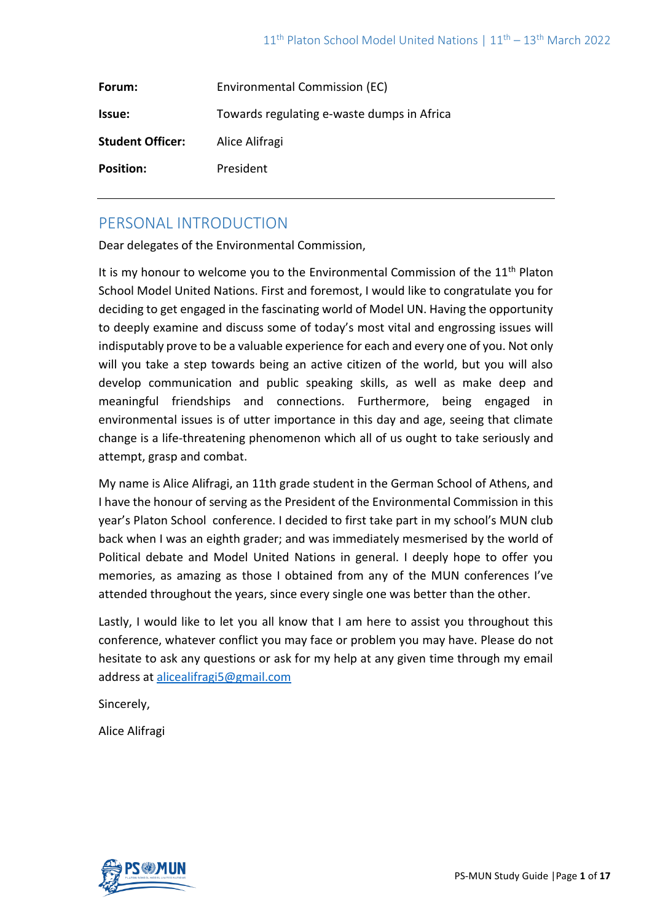**Forum:** Environmental Commission (EC)

**Issue:** Towards regulating e-waste dumps in Africa

**Student Officer:** Alice Alifragi

**Position:** President

---

## PERSONAL INTRODUCTION

Dear delegates of the Environmental Commission,

It is my honour to welcome you to the Environmental Commission of the 11th Platon School Model United Nations. First and foremost, I would like to congratulate you for deciding to get engaged in the fascinating world of Model UN. Having the opportunity to deeply examine and discuss some of today's most vital and engrossing issues will indisputably prove to be a valuable experience for each and every one of you. Not only will you take a step towards being an active citizen of the world, but you will also develop communication and public speaking skills, as well as make deep and meaningful friendships and connections. Furthermore, being engaged in environmental issues is of utter importance in this day and age, seeing that climate change is a life-threatening phenomenon which all of us ought to take seriously and attempt, grasp and combat.

My name is Alice Alifragi, an 11th grade student in the German School of Athens, and I have the honour of serving as the President of the Environmental Commission in this year's Platon School conference. I decided to first take part in my school's MUN club back when I was an eighth grader; and was immediately mesmerised by the world of Political debate and Model United Nations in general. I deeply hope to offer you memories, as amazing as those I obtained from any of the MUN conferences I've attended throughout the years, since every single one was better than the other.

Lastly, I would like to let you all know that I am here to assist you throughout this conference, whatever conflict you may face or problem you may have. Please do not hesitate to ask any questions or ask for my help at any given time through my email address at alicealifragi5@gmail.com

Sincerely,

Alice Alifragi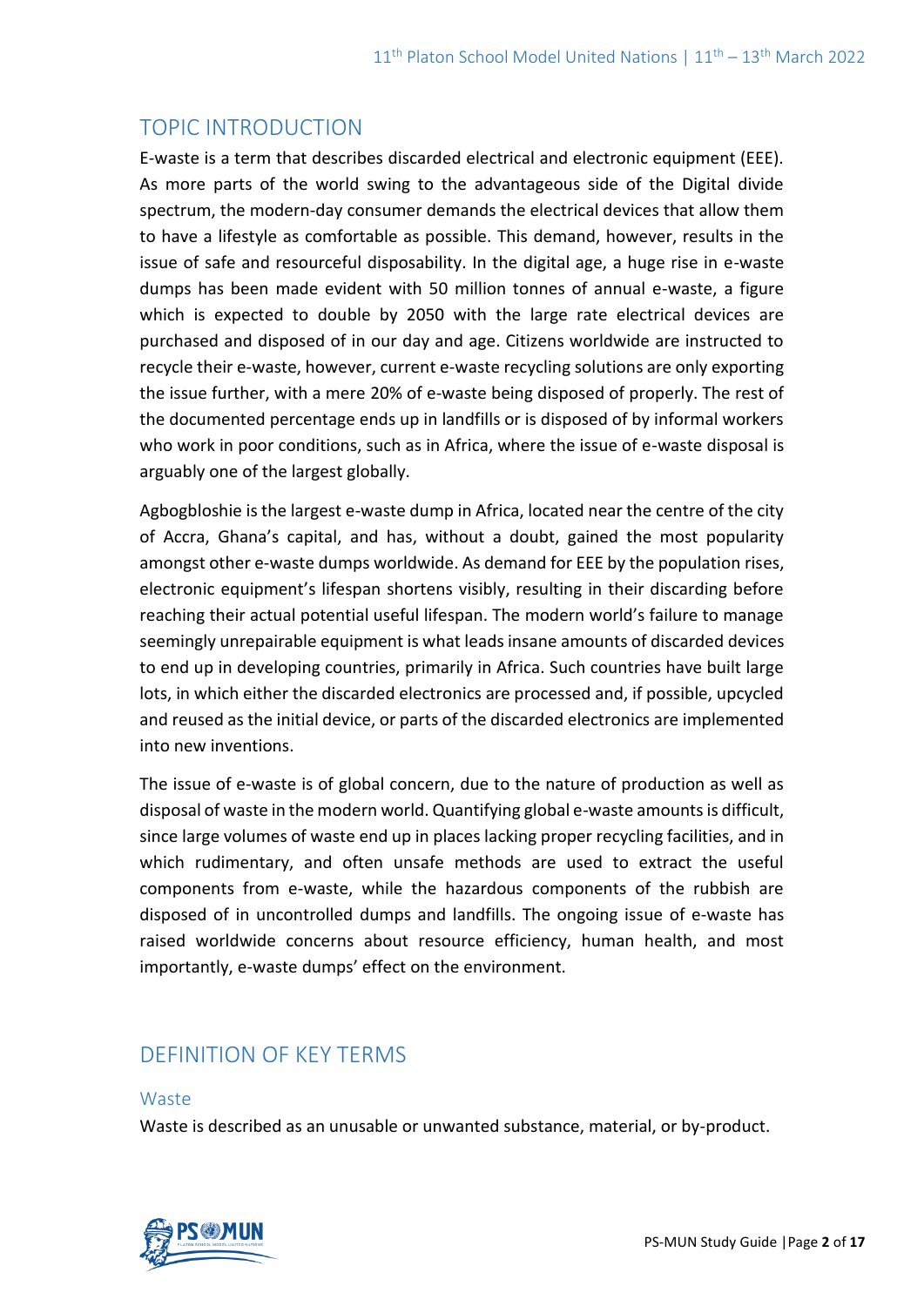## TOPIC INTRODUCTION

E-waste is a term that describes discarded electrical and electronic equipment (EEE). As more parts of the world swing to the advantageous side of the Digital divide spectrum, the modern-day consumer demands the electrical devices that allow them to have a lifestyle as comfortable as possible. This demand, however, results in the issue of safe and resourceful disposability. In the digital age, a huge rise in e-waste dumps has been made evident with 50 million tonnes of annual e-waste, a figure which is expected to double by 2050 with the large rate electrical devices are purchased and disposed of in our day and age. Citizens worldwide are instructed to recycle their e-waste, however, current e-waste recycling solutions are only exporting the issue further, with a mere 20% of e-waste being disposed of properly. The rest of the documented percentage ends up in landfills or is disposed of by informal workers who work in poor conditions, such as in Africa, where the issue of e-waste disposal is arguably one of the largest globally.

Agbogbloshie is the largest e-waste dump in Africa, located near the centre of the city of Accra, Ghana's capital, and has, without a doubt, gained the most popularity amongst other e-waste dumps worldwide. As demand for EEE by the population rises, electronic equipment's lifespan shortens visibly, resulting in their discarding before reaching their actual potential useful lifespan. The modern world's failure to manage seemingly unrepairable equipment is what leads insane amounts of discarded devices to end up in developing countries, primarily in Africa. Such countries have built large lots, in which either the discarded electronics are processed and, if possible, upcycled and reused as the initial device, or parts of the discarded electronics are implemented into new inventions.

The issue of e-waste is of global concern, due to the nature of production as well as disposal of waste in the modern world. Quantifying global e-waste amounts is difficult, since large volumes of waste end up in places lacking proper recycling facilities, and in which rudimentary, and often unsafe methods are used to extract the useful components from e-waste, while the hazardous components of the rubbish are disposed of in uncontrolled dumps and landfills. The ongoing issue of e-waste has raised worldwide concerns about resource efficiency, human health, and most importantly, e-waste dumps' effect on the environment.

## DEFINITION OF KEY TERMS

### Waste

Waste is described as an unusable or unwanted substance, material, or by-product.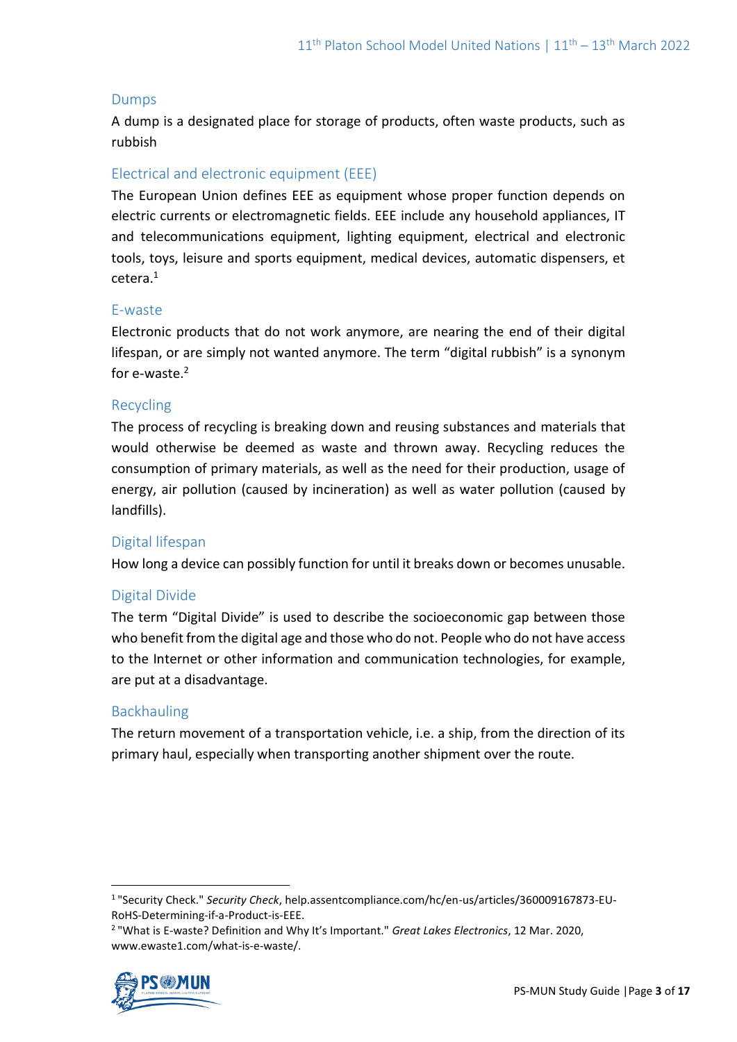### Dumps

A dump is a designated place for storage of products, often waste products, such as rubbish

### Electrical and electronic equipment (EEE)

The European Union defines EEE as equipment whose proper function depends on electric currents or electromagnetic fields. EEE include any household appliances, IT and telecommunications equipment, lighting equipment, electrical and electronic tools, toys, leisure and sports equipment, medical devices, automatic dispensers, et cetera.[1]

### E-waste

Electronic products that do not work anymore, are nearing the end of their digital lifespan, or are simply not wanted anymore. The term "digital rubbish" is a synonym for e-waste.[2]

### Recycling

The process of recycling is breaking down and reusing substances and materials that would otherwise be deemed as waste and thrown away. Recycling reduces the consumption of primary materials, as well as the need for their production, usage of energy, air pollution (caused by incineration) as well as water pollution (caused by landfills).

### Digital lifespan

How long a device can possibly function for until it breaks down or becomes unusable.

### Digital Divide

The term "Digital Divide" is used to describe the socioeconomic gap between those who benefit from the digital age and those who do not. People who do not have access to the Internet or other information and communication technologies, for example, are put at a disadvantage.

### Backhauling

The return movement of a transportation vehicle, i.e. a ship, from the direction of its primary haul, especially when transporting another shipment over the route.

---

[1] "Security Check." *Security Check*, help.assentcompliance.com/hc/en-us/articles/360009167873-EU-RoHS-Determining-if-a-Product-is-EEE.

[2] "What is E-waste? Definition and Why It's Important." *Great Lakes Electronics*, 12 Mar. 2020, www.ewaste1.com/what-is-e-waste/.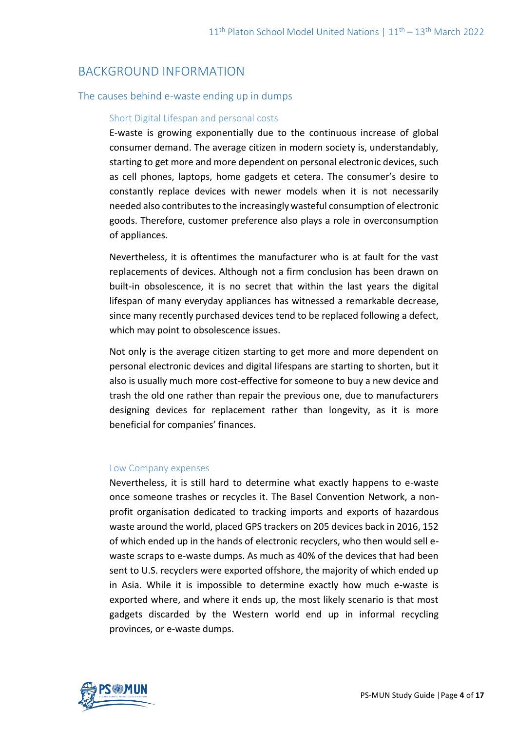## BACKGROUND INFORMATION

### The causes behind e-waste ending up in dumps

#### Short Digital Lifespan and personal costs

E-waste is growing exponentially due to the continuous increase of global consumer demand. The average citizen in modern society is, understandably, starting to get more and more dependent on personal electronic devices, such as cell phones, laptops, home gadgets et cetera. The consumer's desire to constantly replace devices with newer models when it is not necessarily needed also contributes to the increasingly wasteful consumption of electronic goods. Therefore, customer preference also plays a role in overconsumption of appliances.

Nevertheless, it is oftentimes the manufacturer who is at fault for the vast replacements of devices. Although not a firm conclusion has been drawn on built-in obsolescence, it is no secret that within the last years the digital lifespan of many everyday appliances has witnessed a remarkable decrease, since many recently purchased devices tend to be replaced following a defect, which may point to obsolescence issues.

Not only is the average citizen starting to get more and more dependent on personal electronic devices and digital lifespans are starting to shorten, but it also is usually much more cost-effective for someone to buy a new device and trash the old one rather than repair the previous one, due to manufacturers designing devices for replacement rather than longevity, as it is more beneficial for companies' finances.

#### Low Company expenses

Nevertheless, it is still hard to determine what exactly happens to e-waste once someone trashes or recycles it. The Basel Convention Network, a non-profit organisation dedicated to tracking imports and exports of hazardous waste around the world, placed GPS trackers on 205 devices back in 2016, 152 of which ended up in the hands of electronic recyclers, who then would sell e-waste scraps to e-waste dumps. As much as 40% of the devices that had been sent to U.S. recyclers were exported offshore, the majority of which ended up in Asia. While it is impossible to determine exactly how much e-waste is exported where, and where it ends up, the most likely scenario is that most gadgets discarded by the Western world end up in informal recycling provinces, or e-waste dumps.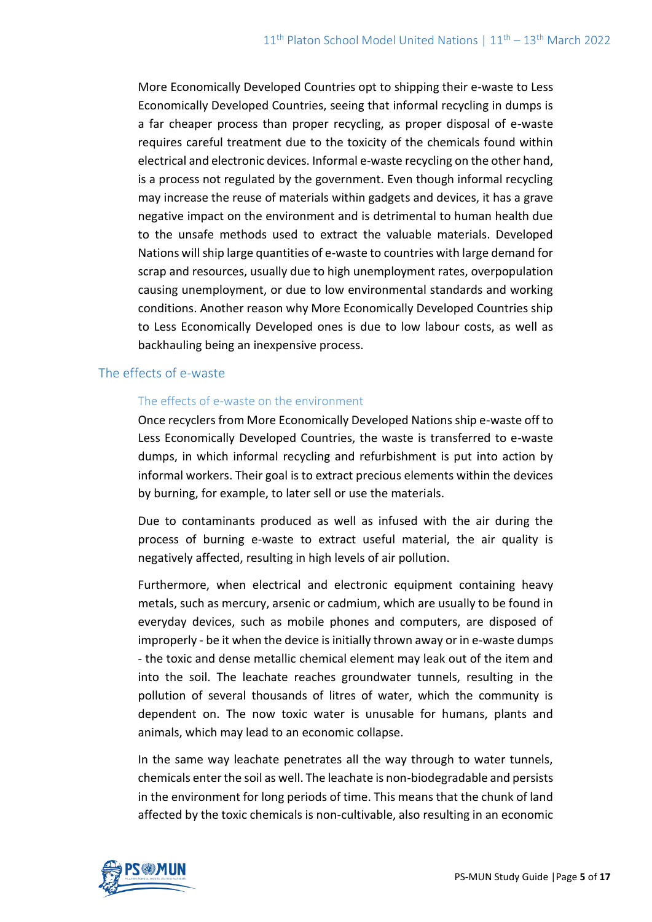More Economically Developed Countries opt to shipping their e-waste to Less Economically Developed Countries, seeing that informal recycling in dumps is a far cheaper process than proper recycling, as proper disposal of e-waste requires careful treatment due to the toxicity of the chemicals found within electrical and electronic devices. Informal e-waste recycling on the other hand, is a process not regulated by the government. Even though informal recycling may increase the reuse of materials within gadgets and devices, it has a grave negative impact on the environment and is detrimental to human health due to the unsafe methods used to extract the valuable materials. Developed Nations will ship large quantities of e-waste to countries with large demand for scrap and resources, usually due to high unemployment rates, overpopulation causing unemployment, or due to low environmental standards and working conditions. Another reason why More Economically Developed Countries ship to Less Economically Developed ones is due to low labour costs, as well as backhauling being an inexpensive process.

## The effects of e-waste

### The effects of e-waste on the environment

Once recyclers from More Economically Developed Nations ship e-waste off to Less Economically Developed Countries, the waste is transferred to e-waste dumps, in which informal recycling and refurbishment is put into action by informal workers. Their goal is to extract precious elements within the devices by burning, for example, to later sell or use the materials.

Due to contaminants produced as well as infused with the air during the process of burning e-waste to extract useful material, the air quality is negatively affected, resulting in high levels of air pollution.

Furthermore, when electrical and electronic equipment containing heavy metals, such as mercury, arsenic or cadmium, which are usually to be found in everyday devices, such as mobile phones and computers, are disposed of improperly - be it when the device is initially thrown away or in e-waste dumps - the toxic and dense metallic chemical element may leak out of the item and into the soil. The leachate reaches groundwater tunnels, resulting in the pollution of several thousands of litres of water, which the community is dependent on. The now toxic water is unusable for humans, plants and animals, which may lead to an economic collapse.

In the same way leachate penetrates all the way through to water tunnels, chemicals enter the soil as well. The leachate is non-biodegradable and persists in the environment for long periods of time. This means that the chunk of land affected by the toxic chemicals is non-cultivable, also resulting in an economic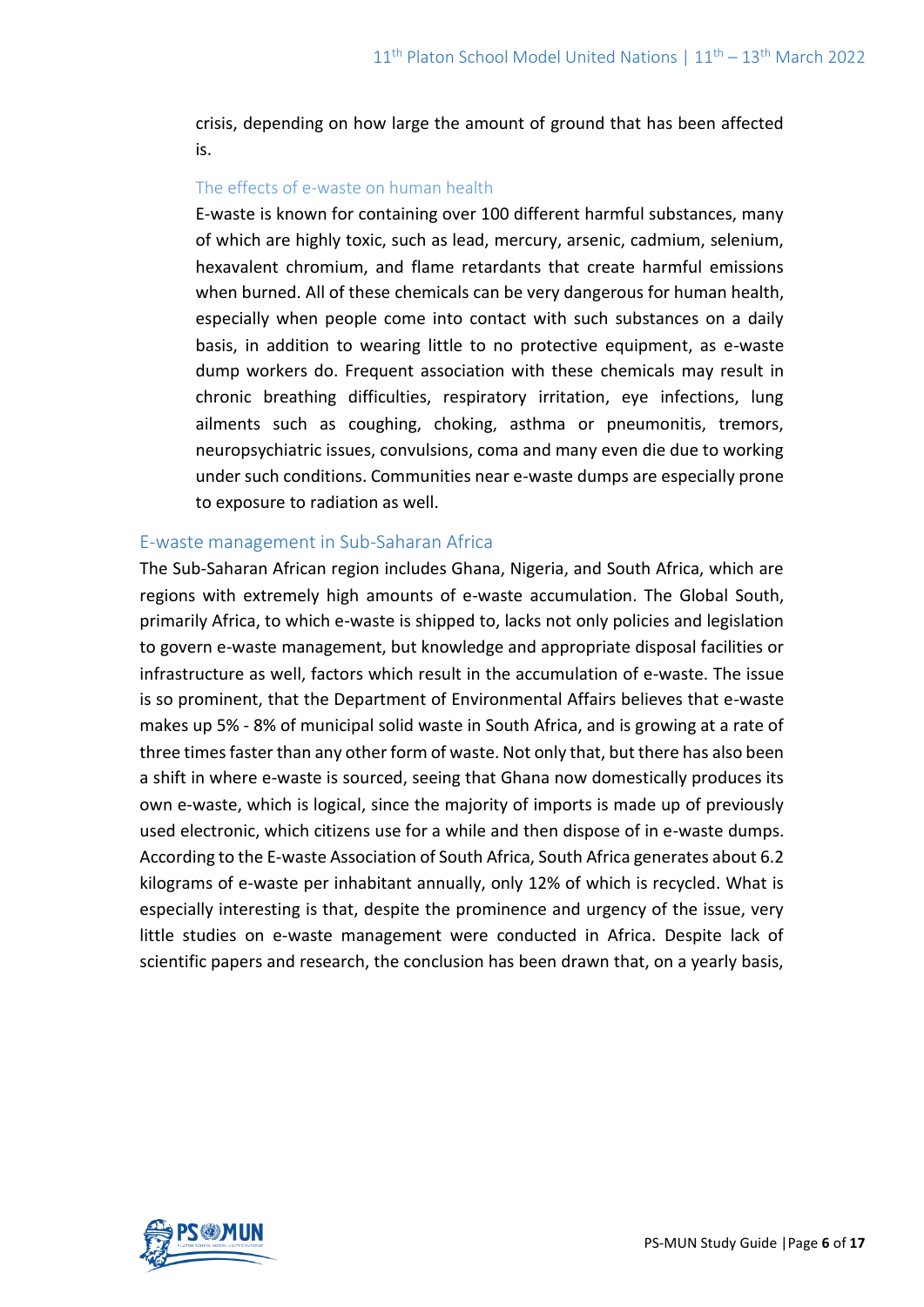crisis, depending on how large the amount of ground that has been affected is.

### The effects of e-waste on human health

E-waste is known for containing over 100 different harmful substances, many of which are highly toxic, such as lead, mercury, arsenic, cadmium, selenium, hexavalent chromium, and flame retardants that create harmful emissions when burned. All of these chemicals can be very dangerous for human health, especially when people come into contact with such substances on a daily basis, in addition to wearing little to no protective equipment, as e-waste dump workers do. Frequent association with these chemicals may result in chronic breathing difficulties, respiratory irritation, eye infections, lung ailments such as coughing, choking, asthma or pneumonitis, tremors, neuropsychiatric issues, convulsions, coma and many even die due to working under such conditions. Communities near e-waste dumps are especially prone to exposure to radiation as well.

## E-waste management in Sub-Saharan Africa

The Sub-Saharan African region includes Ghana, Nigeria, and South Africa, which are regions with extremely high amounts of e-waste accumulation. The Global South, primarily Africa, to which e-waste is shipped to, lacks not only policies and legislation to govern e-waste management, but knowledge and appropriate disposal facilities or infrastructure as well, factors which result in the accumulation of e-waste. The issue is so prominent, that the Department of Environmental Affairs believes that e-waste makes up 5% - 8% of municipal solid waste in South Africa, and is growing at a rate of three times faster than any other form of waste. Not only that, but there has also been a shift in where e-waste is sourced, seeing that Ghana now domestically produces its own e-waste, which is logical, since the majority of imports is made up of previously used electronic, which citizens use for a while and then dispose of in e-waste dumps. According to the E-waste Association of South Africa, South Africa generates about 6.2 kilograms of e-waste per inhabitant annually, only 12% of which is recycled. What is especially interesting is that, despite the prominence and urgency of the issue, very little studies on e-waste management were conducted in Africa. Despite lack of scientific papers and research, the conclusion has been drawn that, on a yearly basis,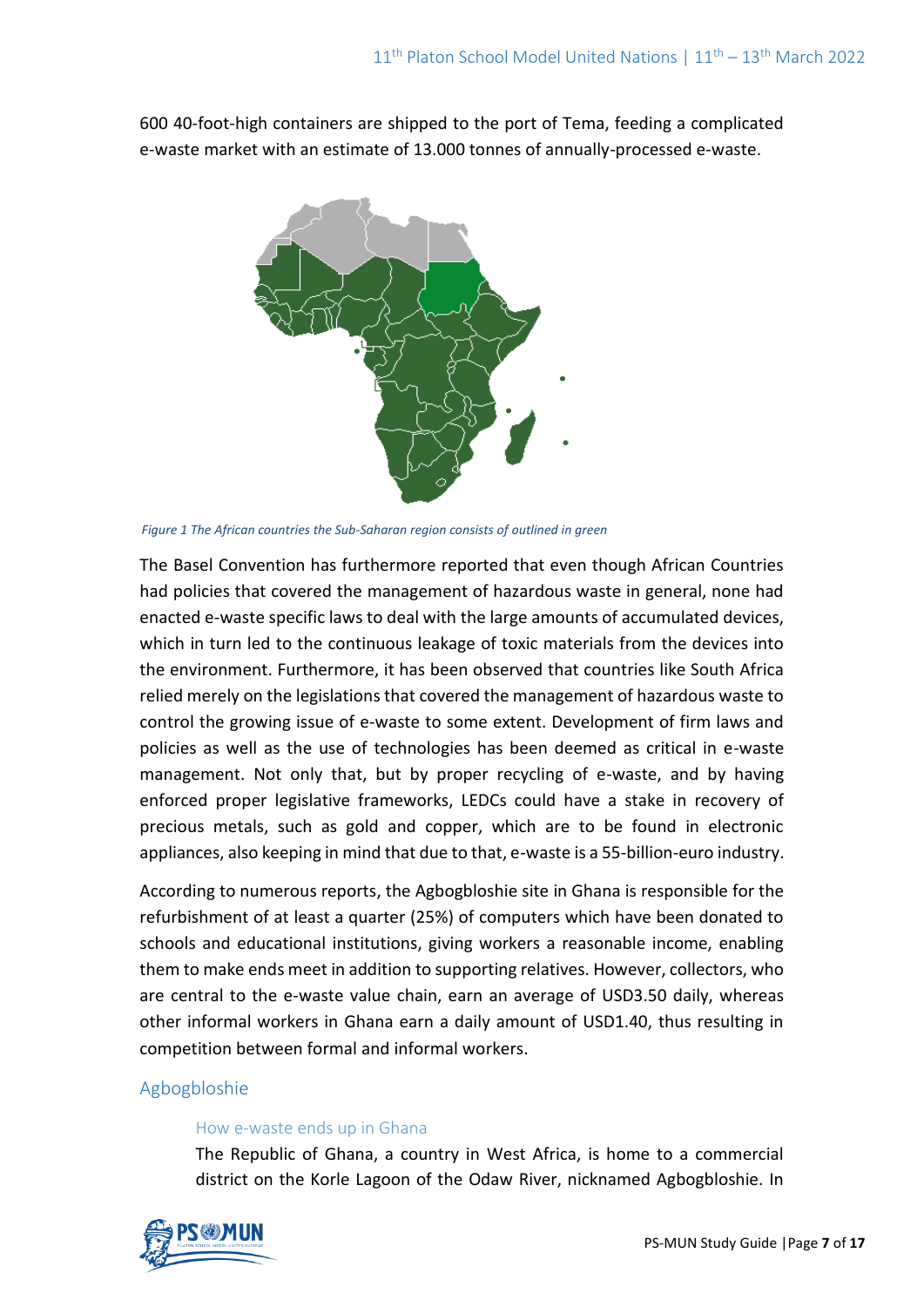600 40-foot-high containers are shipped to the port of Tema, feeding a complicated e-waste market with an estimate of 13.000 tonnes of annually-processed e-waste.

*Figure 1 The African countries the Sub-Saharan region consists of outlined in green*

The Basel Convention has furthermore reported that even though African Countries had policies that covered the management of hazardous waste in general, none had enacted e-waste specific laws to deal with the large amounts of accumulated devices, which in turn led to the continuous leakage of toxic materials from the devices into the environment. Furthermore, it has been observed that countries like South Africa relied merely on the legislations that covered the management of hazardous waste to control the growing issue of e-waste to some extent. Development of firm laws and policies as well as the use of technologies has been deemed as critical in e-waste management. Not only that, but by proper recycling of e-waste, and by having enforced proper legislative frameworks, LEDCs could have a stake in recovery of precious metals, such as gold and copper, which are to be found in electronic appliances, also keeping in mind that due to that, e-waste is a 55-billion-euro industry.

According to numerous reports, the Agbogbloshie site in Ghana is responsible for the refurbishment of at least a quarter (25%) of computers which have been donated to schools and educational institutions, giving workers a reasonable income, enabling them to make ends meet in addition to supporting relatives. However, collectors, who are central to the e-waste value chain, earn an average of USD3.50 daily, whereas other informal workers in Ghana earn a daily amount of USD1.40, thus resulting in competition between formal and informal workers.

## Agbogbloshie

### How e-waste ends up in Ghana

The Republic of Ghana, a country in West Africa, is home to a commercial district on the Korle Lagoon of the Odaw River, nicknamed Agbogbloshie. In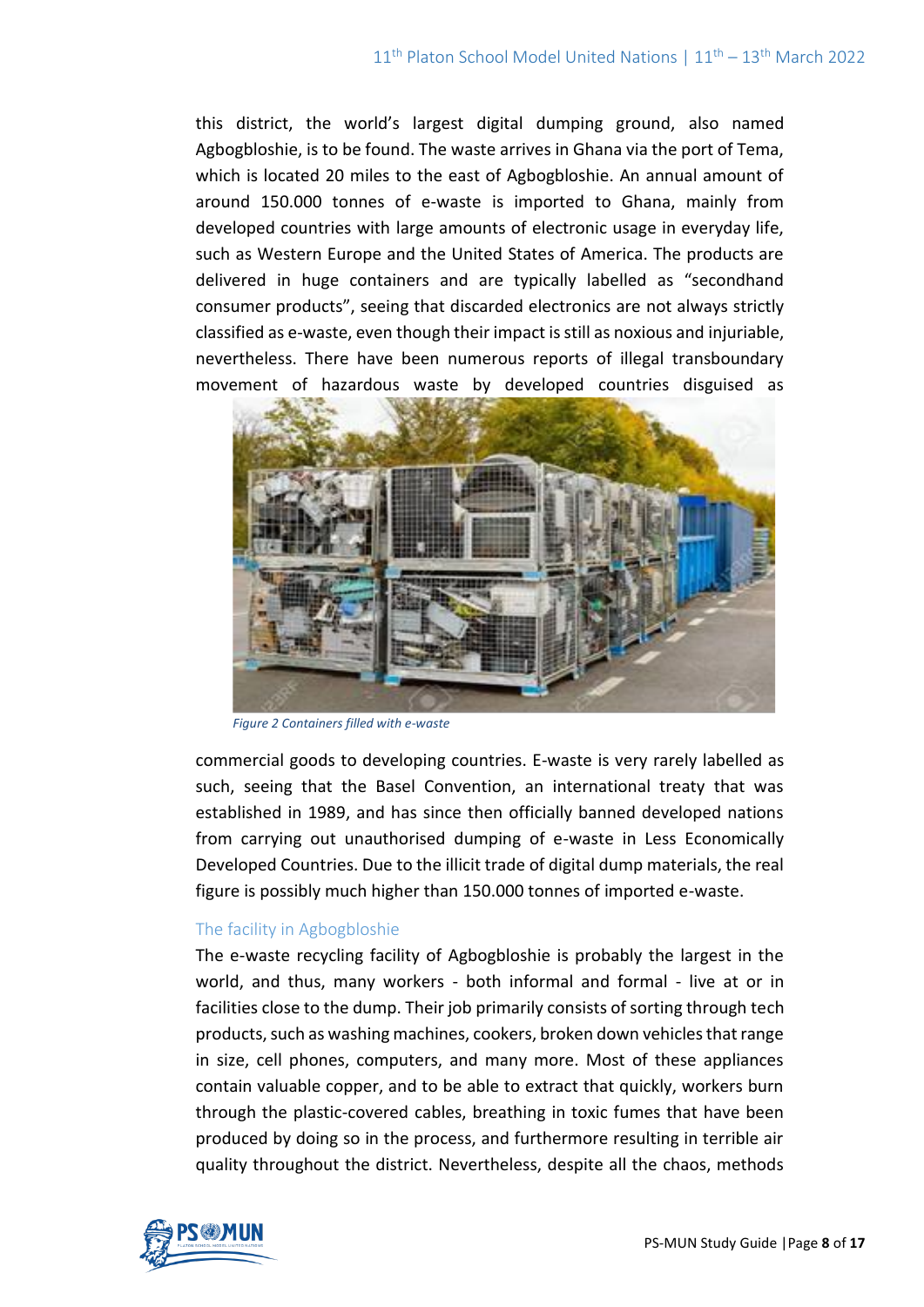this district, the world's largest digital dumping ground, also named Agbogbloshie, is to be found. The waste arrives in Ghana via the port of Tema, which is located 20 miles to the east of Agbogbloshie. An annual amount of around 150.000 tonnes of e-waste is imported to Ghana, mainly from developed countries with large amounts of electronic usage in everyday life, such as Western Europe and the United States of America. The products are delivered in huge containers and are typically labelled as "secondhand consumer products", seeing that discarded electronics are not always strictly classified as e-waste, even though their impact is still as noxious and injuriable, nevertheless. There have been numerous reports of illegal transboundary movement of hazardous waste by developed countries disguised as commercial goods to developing countries. E-waste is very rarely labelled as such, seeing that the Basel Convention, an international treaty that was established in 1989, and has since then officially banned developed nations from carrying out unauthorised dumping of e-waste in Less Economically Developed Countries. Due to the illicit trade of digital dump materials, the real figure is possibly much higher than 150.000 tonnes of imported e-waste.

*Figure 2 Containers filled with e-waste*

### The facility in Agbogbloshie

The e-waste recycling facility of Agbogbloshie is probably the largest in the world, and thus, many workers - both informal and formal - live at or in facilities close to the dump. Their job primarily consists of sorting through tech products, such as washing machines, cookers, broken down vehicles that range in size, cell phones, computers, and many more. Most of these appliances contain valuable copper, and to be able to extract that quickly, workers burn through the plastic-covered cables, breathing in toxic fumes that have been produced by doing so in the process, and furthermore resulting in terrible air quality throughout the district. Nevertheless, despite all the chaos, methods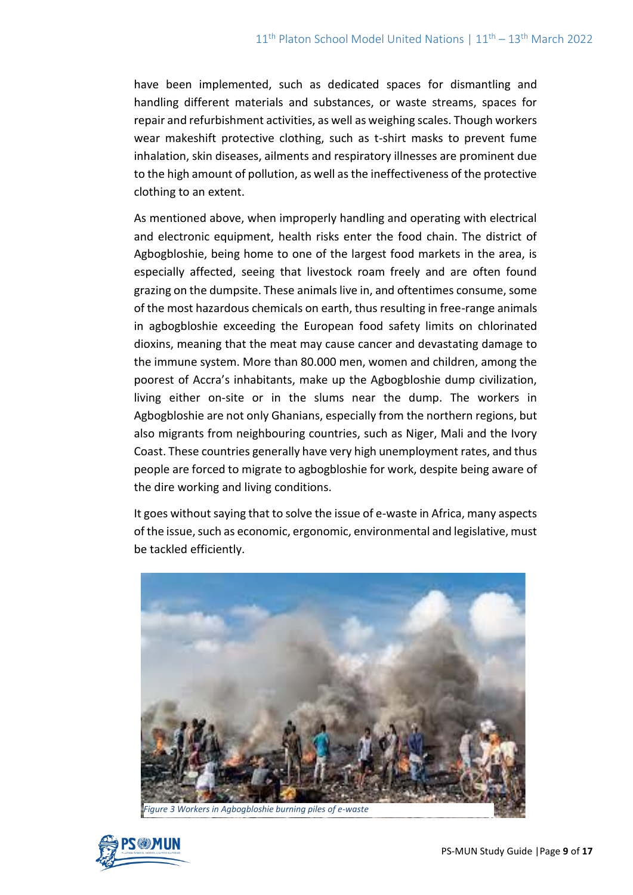have been implemented, such as dedicated spaces for dismantling and handling different materials and substances, or waste streams, spaces for repair and refurbishment activities, as well as weighing scales. Though workers wear makeshift protective clothing, such as t-shirt masks to prevent fume inhalation, skin diseases, ailments and respiratory illnesses are prominent due to the high amount of pollution, as well as the ineffectiveness of the protective clothing to an extent.

As mentioned above, when improperly handling and operating with electrical and electronic equipment, health risks enter the food chain. The district of Agbogbloshie, being home to one of the largest food markets in the area, is especially affected, seeing that livestock roam freely and are often found grazing on the dumpsite. These animals live in, and oftentimes consume, some of the most hazardous chemicals on earth, thus resulting in free-range animals in agbogbloshie exceeding the European food safety limits on chlorinated dioxins, meaning that the meat may cause cancer and devastating damage to the immune system. More than 80.000 men, women and children, among the poorest of Accra's inhabitants, make up the Agbogbloshie dump civilization, living either on-site or in the slums near the dump. The workers in Agbogbloshie are not only Ghanians, especially from the northern regions, but also migrants from neighbouring countries, such as Niger, Mali and the Ivory Coast. These countries generally have very high unemployment rates, and thus people are forced to migrate to agbogbloshie for work, despite being aware of the dire working and living conditions.

It goes without saying that to solve the issue of e-waste in Africa, many aspects of the issue, such as economic, ergonomic, environmental and legislative, must be tackled efficiently.

*Figure 3 Workers in Agbogbloshie burning piles of e-waste*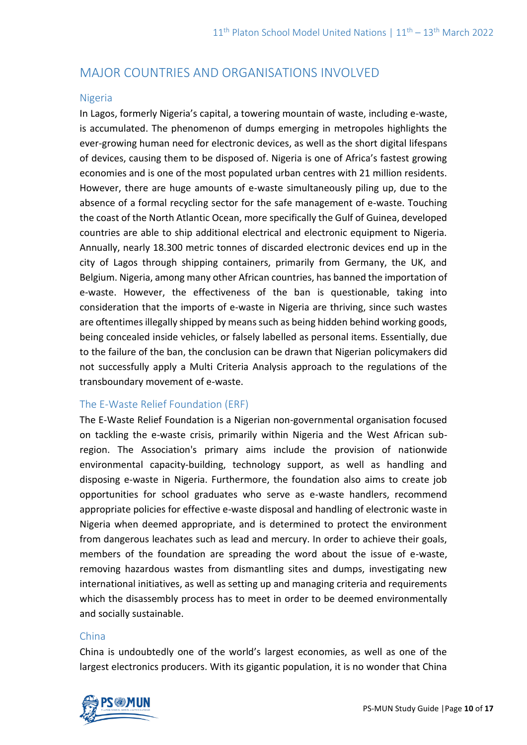## MAJOR COUNTRIES AND ORGANISATIONS INVOLVED

### Nigeria

In Lagos, formerly Nigeria's capital, a towering mountain of waste, including e-waste, is accumulated. The phenomenon of dumps emerging in metropoles highlights the ever-growing human need for electronic devices, as well as the short digital lifespans of devices, causing them to be disposed of. Nigeria is one of Africa's fastest growing economies and is one of the most populated urban centres with 21 million residents. However, there are huge amounts of e-waste simultaneously piling up, due to the absence of a formal recycling sector for the safe management of e-waste. Touching the coast of the North Atlantic Ocean, more specifically the Gulf of Guinea, developed countries are able to ship additional electrical and electronic equipment to Nigeria. Annually, nearly 18.300 metric tonnes of discarded electronic devices end up in the city of Lagos through shipping containers, primarily from Germany, the UK, and Belgium. Nigeria, among many other African countries, has banned the importation of e-waste. However, the effectiveness of the ban is questionable, taking into consideration that the imports of e-waste in Nigeria are thriving, since such wastes are oftentimes illegally shipped by means such as being hidden behind working goods, being concealed inside vehicles, or falsely labelled as personal items. Essentially, due to the failure of the ban, the conclusion can be drawn that Nigerian policymakers did not successfully apply a Multi Criteria Analysis approach to the regulations of the transboundary movement of e-waste.

### The E-Waste Relief Foundation (ERF)

The E-Waste Relief Foundation is a Nigerian non-governmental organisation focused on tackling the e-waste crisis, primarily within Nigeria and the West African sub-region. The Association's primary aims include the provision of nationwide environmental capacity-building, technology support, as well as handling and disposing e-waste in Nigeria. Furthermore, the foundation also aims to create job opportunities for school graduates who serve as e-waste handlers, recommend appropriate policies for effective e-waste disposal and handling of electronic waste in Nigeria when deemed appropriate, and is determined to protect the environment from dangerous leachates such as lead and mercury. In order to achieve their goals, members of the foundation are spreading the word about the issue of e-waste, removing hazardous wastes from dismantling sites and dumps, investigating new international initiatives, as well as setting up and managing criteria and requirements which the disassembly process has to meet in order to be deemed environmentally and socially sustainable.

### China

China is undoubtedly one of the world's largest economies, as well as one of the largest electronics producers. With its gigantic population, it is no wonder that China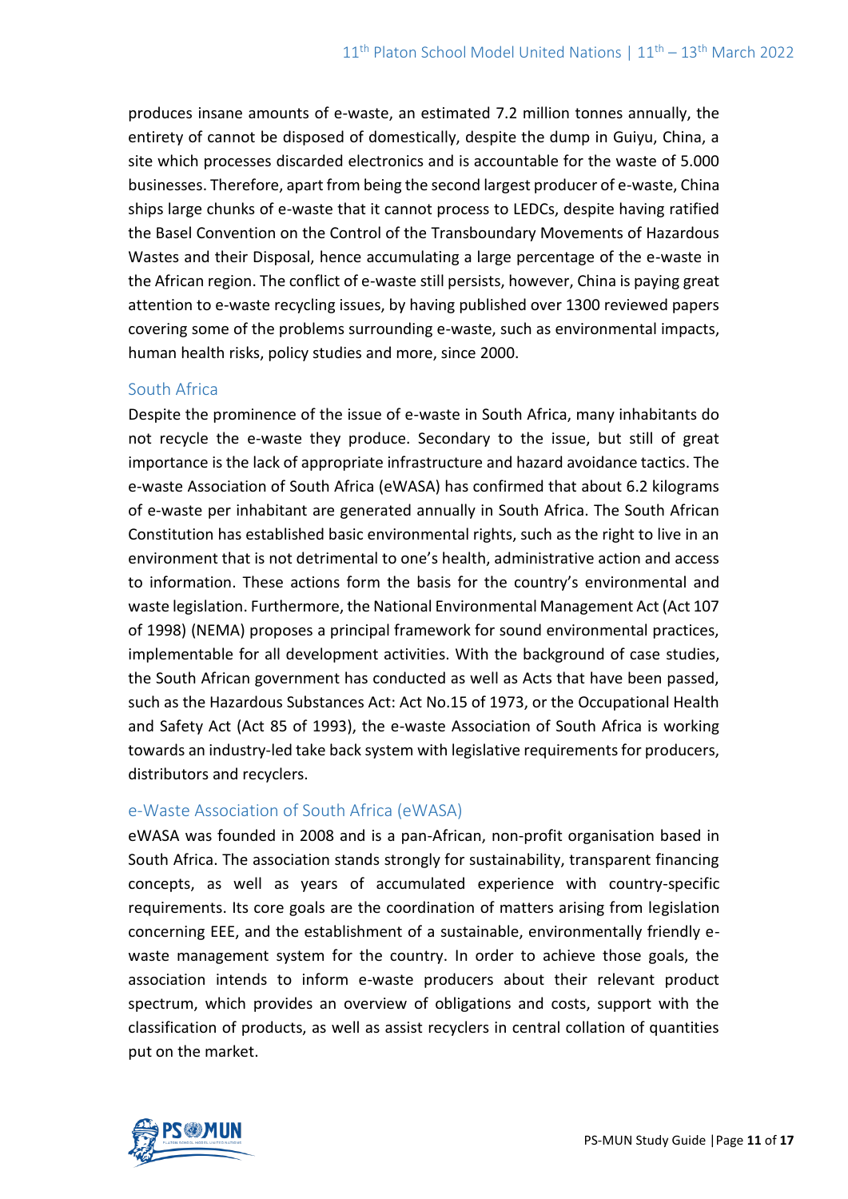produces insane amounts of e-waste, an estimated 7.2 million tonnes annually, the entirety of cannot be disposed of domestically, despite the dump in Guiyu, China, a site which processes discarded electronics and is accountable for the waste of 5.000 businesses. Therefore, apart from being the second largest producer of e-waste, China ships large chunks of e-waste that it cannot process to LEDCs, despite having ratified the Basel Convention on the Control of the Transboundary Movements of Hazardous Wastes and their Disposal, hence accumulating a large percentage of the e-waste in the African region. The conflict of e-waste still persists, however, China is paying great attention to e-waste recycling issues, by having published over 1300 reviewed papers covering some of the problems surrounding e-waste, such as environmental impacts, human health risks, policy studies and more, since 2000.

### South Africa

Despite the prominence of the issue of e-waste in South Africa, many inhabitants do not recycle the e-waste they produce. Secondary to the issue, but still of great importance is the lack of appropriate infrastructure and hazard avoidance tactics. The e-waste Association of South Africa (eWASA) has confirmed that about 6.2 kilograms of e-waste per inhabitant are generated annually in South Africa. The South African Constitution has established basic environmental rights, such as the right to live in an environment that is not detrimental to one's health, administrative action and access to information. These actions form the basis for the country's environmental and waste legislation. Furthermore, the National Environmental Management Act (Act 107 of 1998) (NEMA) proposes a principal framework for sound environmental practices, implementable for all development activities. With the background of case studies, the South African government has conducted as well as Acts that have been passed, such as the Hazardous Substances Act: Act No.15 of 1973, or the Occupational Health and Safety Act (Act 85 of 1993), the e-waste Association of South Africa is working towards an industry-led take back system with legislative requirements for producers, distributors and recyclers.

### e-Waste Association of South Africa (eWASA)

eWASA was founded in 2008 and is a pan-African, non-profit organisation based in South Africa. The association stands strongly for sustainability, transparent financing concepts, as well as years of accumulated experience with country-specific requirements. Its core goals are the coordination of matters arising from legislation concerning EEE, and the establishment of a sustainable, environmentally friendly e-waste management system for the country. In order to achieve those goals, the association intends to inform e-waste producers about their relevant product spectrum, which provides an overview of obligations and costs, support with the classification of products, as well as assist recyclers in central collation of quantities put on the market.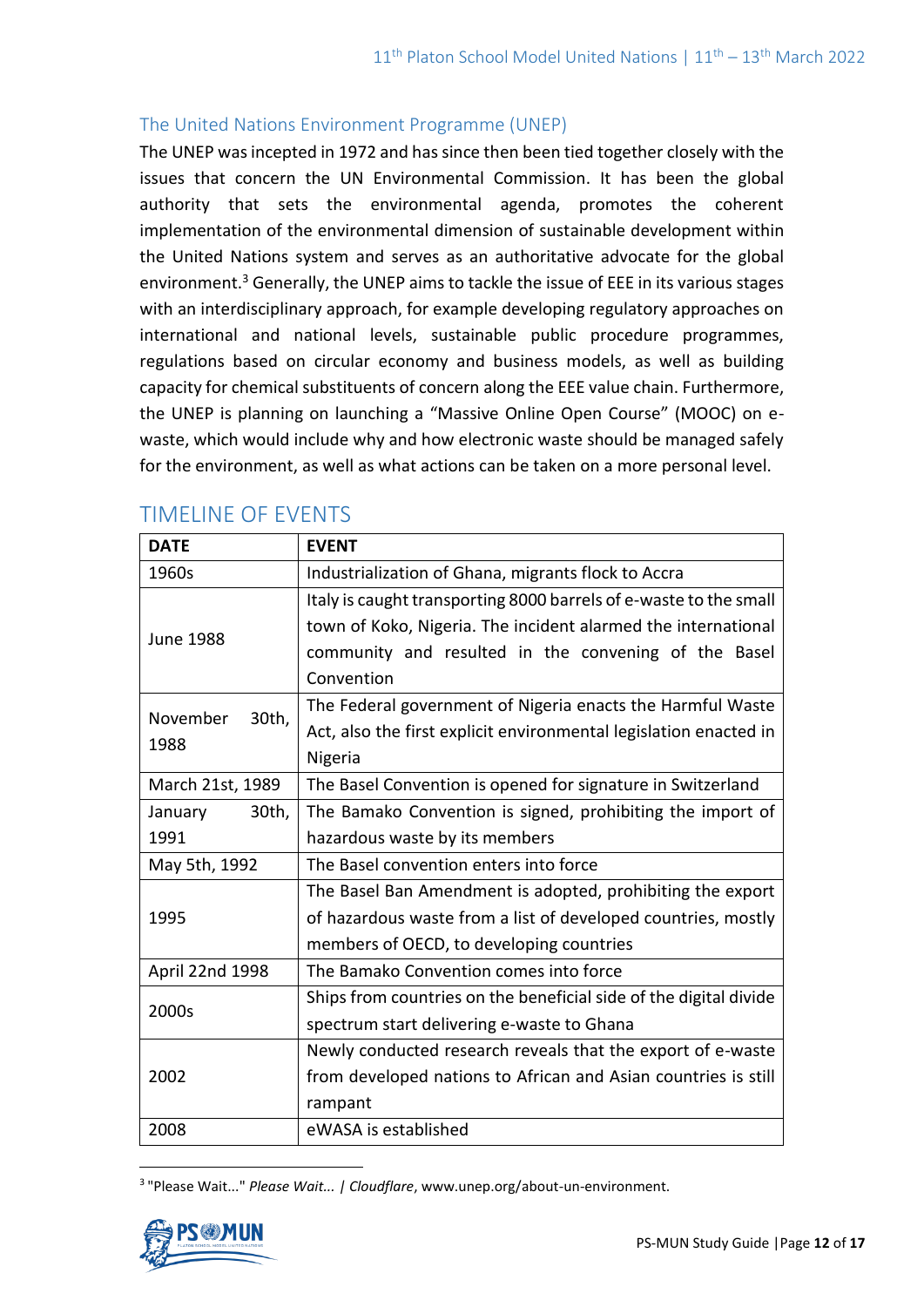### The United Nations Environment Programme (UNEP)

The UNEP was incepted in 1972 and has since then been tied together closely with the issues that concern the UN Environmental Commission. It has been the global authority that sets the environmental agenda, promotes the coherent implementation of the environmental dimension of sustainable development within the United Nations system and serves as an authoritative advocate for the global environment.[3] Generally, the UNEP aims to tackle the issue of EEE in its various stages with an interdisciplinary approach, for example developing regulatory approaches on international and national levels, sustainable public procedure programmes, regulations based on circular economy and business models, as well as building capacity for chemical substituents of concern along the EEE value chain. Furthermore, the UNEP is planning on launching a "Massive Online Open Course" (MOOC) on e-waste, which would include why and how electronic waste should be managed safely for the environment, as well as what actions can be taken on a more personal level.

## TIMELINE OF EVENTS

| DATE | EVENT |
|---|---|
| 1960s | Industrialization of Ghana, migrants flock to Accra |
| June 1988 | Italy is caught transporting 8000 barrels of e-waste to the small town of Koko, Nigeria. The incident alarmed the international community and resulted in the convening of the Basel Convention |
| November 30th, 1988 | The Federal government of Nigeria enacts the Harmful Waste Act, also the first explicit environmental legislation enacted in Nigeria |
| March 21st, 1989 | The Basel Convention is opened for signature in Switzerland |
| January 30th, 1991 | The Bamako Convention is signed, prohibiting the import of hazardous waste by its members |
| May 5th, 1992 | The Basel convention enters into force |
| 1995 | The Basel Ban Amendment is adopted, prohibiting the export of hazardous waste from a list of developed countries, mostly members of OECD, to developing countries |
| April 22nd 1998 | The Bamako Convention comes into force |
| 2000s | Ships from countries on the beneficial side of the digital divide spectrum start delivering e-waste to Ghana |
| 2002 | Newly conducted research reveals that the export of e-waste from developed nations to African and Asian countries is still rampant |
| 2008 | eWASA is established |

[3] "Please Wait..." *Please Wait... | Cloudflare*, www.unep.org/about-un-environment.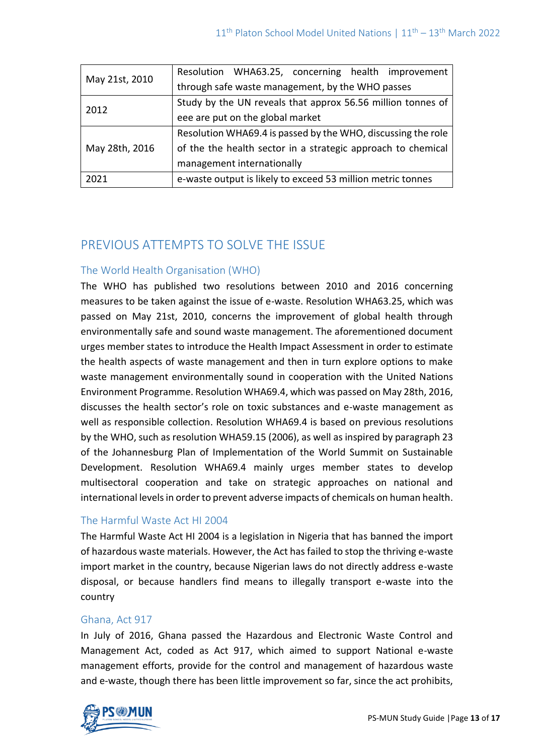| | |
|---|---|
| May 21st, 2010 | Resolution WHA63.25, concerning health improvement through safe waste management, by the WHO passes |
| 2012 | Study by the UN reveals that approx 56.56 million tonnes of eee are put on the global market |
| May 28th, 2016 | Resolution WHA69.4 is passed by the WHO, discussing the role of the the health sector in a strategic approach to chemical management internationally |
| 2021 | e-waste output is likely to exceed 53 million metric tonnes |

## PREVIOUS ATTEMPTS TO SOLVE THE ISSUE

### The World Health Organisation (WHO)

The WHO has published two resolutions between 2010 and 2016 concerning measures to be taken against the issue of e-waste. Resolution WHA63.25, which was passed on May 21st, 2010, concerns the improvement of global health through environmentally safe and sound waste management. The aforementioned document urges member states to introduce the Health Impact Assessment in order to estimate the health aspects of waste management and then in turn explore options to make waste management environmentally sound in cooperation with the United Nations Environment Programme. Resolution WHA69.4, which was passed on May 28th, 2016, discusses the health sector's role on toxic substances and e-waste management as well as responsible collection. Resolution WHA69.4 is based on previous resolutions by the WHO, such as resolution WHA59.15 (2006), as well as inspired by paragraph 23 of the Johannesburg Plan of Implementation of the World Summit on Sustainable Development. Resolution WHA69.4 mainly urges member states to develop multisectoral cooperation and take on strategic approaches on national and international levels in order to prevent adverse impacts of chemicals on human health.

### The Harmful Waste Act HI 2004

The Harmful Waste Act HI 2004 is a legislation in Nigeria that has banned the import of hazardous waste materials. However, the Act has failed to stop the thriving e-waste import market in the country, because Nigerian laws do not directly address e-waste disposal, or because handlers find means to illegally transport e-waste into the country

### Ghana, Act 917

In July of 2016, Ghana passed the Hazardous and Electronic Waste Control and Management Act, coded as Act 917, which aimed to support National e-waste management efforts, provide for the control and management of hazardous waste and e-waste, though there has been little improvement so far, since the act prohibits,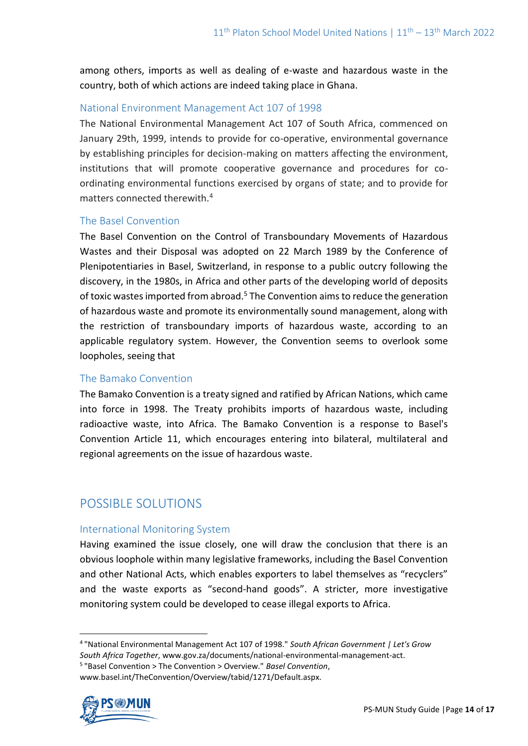among others, imports as well as dealing of e-waste and hazardous waste in the country, both of which actions are indeed taking place in Ghana.

### National Environment Management Act 107 of 1998

The National Environmental Management Act 107 of South Africa, commenced on January 29th, 1999, intends to provide for co-operative, environmental governance by establishing principles for decision-making on matters affecting the environment, institutions that will promote cooperative governance and procedures for co-ordinating environmental functions exercised by organs of state; and to provide for matters connected therewith.[4]

### The Basel Convention

The Basel Convention on the Control of Transboundary Movements of Hazardous Wastes and their Disposal was adopted on 22 March 1989 by the Conference of Plenipotentiaries in Basel, Switzerland, in response to a public outcry following the discovery, in the 1980s, in Africa and other parts of the developing world of deposits of toxic wastes imported from abroad.[5] The Convention aims to reduce the generation of hazardous waste and promote its environmentally sound management, along with the restriction of transboundary imports of hazardous waste, according to an applicable regulatory system. However, the Convention seems to overlook some loopholes, seeing that

### The Bamako Convention

The Bamako Convention is a treaty signed and ratified by African Nations, which came into force in 1998. The Treaty prohibits imports of hazardous waste, including radioactive waste, into Africa. The Bamako Convention is a response to Basel's Convention Article 11, which encourages entering into bilateral, multilateral and regional agreements on the issue of hazardous waste.

## POSSIBLE SOLUTIONS

### International Monitoring System

Having examined the issue closely, one will draw the conclusion that there is an obvious loophole within many legislative frameworks, including the Basel Convention and other National Acts, which enables exporters to label themselves as "recyclers" and the waste exports as "second-hand goods". A stricter, more investigative monitoring system could be developed to cease illegal exports to Africa.

---

[4] "National Environmental Management Act 107 of 1998." *South African Government | Let's Grow South Africa Together*, www.gov.za/documents/national-environmental-management-act.

[5] "Basel Convention > The Convention > Overview." *Basel Convention*, www.basel.int/TheConvention/Overview/tabid/1271/Default.aspx.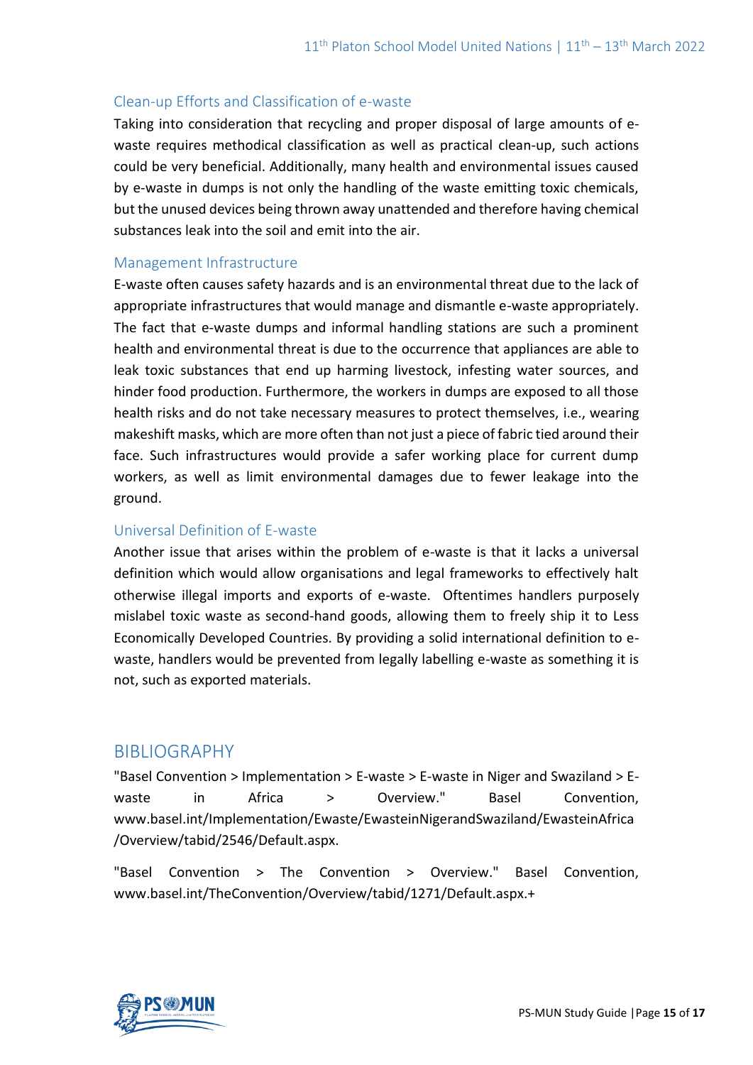### Clean-up Efforts and Classification of e-waste

Taking into consideration that recycling and proper disposal of large amounts of e-waste requires methodical classification as well as practical clean-up, such actions could be very beneficial. Additionally, many health and environmental issues caused by e-waste in dumps is not only the handling of the waste emitting toxic chemicals, but the unused devices being thrown away unattended and therefore having chemical substances leak into the soil and emit into the air.

### Management Infrastructure

E-waste often causes safety hazards and is an environmental threat due to the lack of appropriate infrastructures that would manage and dismantle e-waste appropriately. The fact that e-waste dumps and informal handling stations are such a prominent health and environmental threat is due to the occurrence that appliances are able to leak toxic substances that end up harming livestock, infesting water sources, and hinder food production. Furthermore, the workers in dumps are exposed to all those health risks and do not take necessary measures to protect themselves, i.e., wearing makeshift masks, which are more often than not just a piece of fabric tied around their face. Such infrastructures would provide a safer working place for current dump workers, as well as limit environmental damages due to fewer leakage into the ground.

### Universal Definition of E-waste

Another issue that arises within the problem of e-waste is that it lacks a universal definition which would allow organisations and legal frameworks to effectively halt otherwise illegal imports and exports of e-waste. Oftentimes handlers purposely mislabel toxic waste as second-hand goods, allowing them to freely ship it to Less Economically Developed Countries. By providing a solid international definition to e-waste, handlers would be prevented from legally labelling e-waste as something it is not, such as exported materials.

## BIBLIOGRAPHY

"Basel Convention > Implementation > E-waste > E-waste in Niger and Swaziland > E-waste in Africa > Overview." Basel Convention, www.basel.int/Implementation/Ewaste/EwasteinNigerandSwaziland/EwasteinAfrica/Overview/tabid/2546/Default.aspx.

"Basel Convention > The Convention > Overview." Basel Convention, www.basel.int/TheConvention/Overview/tabid/1271/Default.aspx.+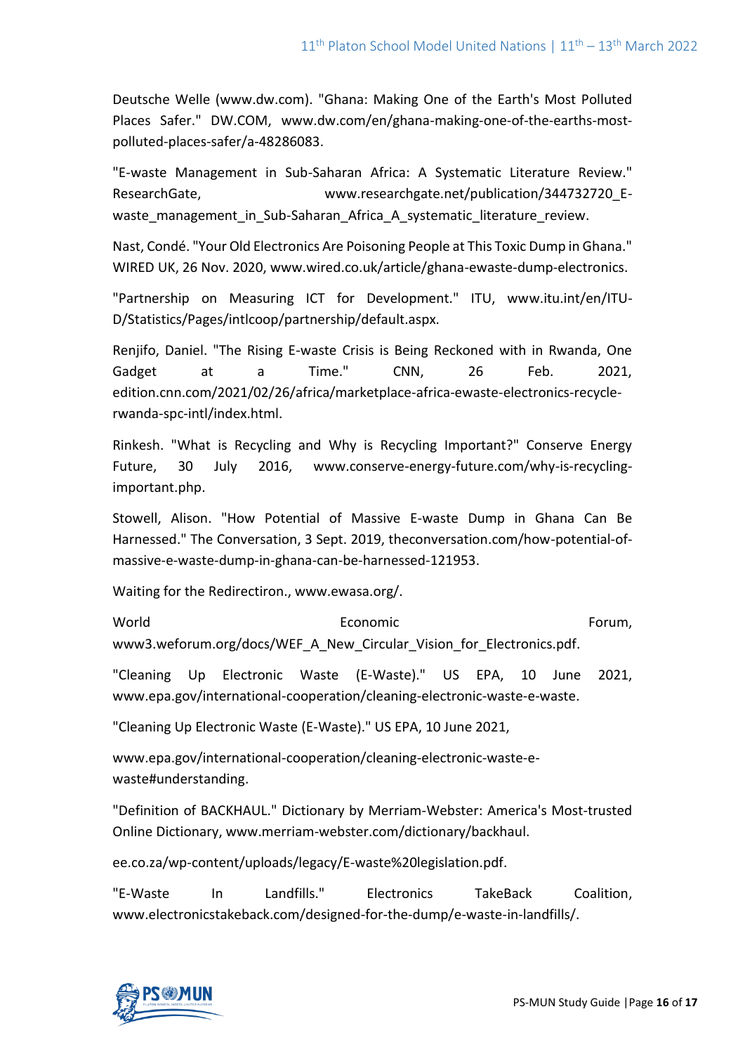Deutsche Welle (www.dw.com). "Ghana: Making One of the Earth's Most Polluted Places Safer." DW.COM, www.dw.com/en/ghana-making-one-of-the-earths-most-polluted-places-safer/a-48286083.

"E-waste Management in Sub-Saharan Africa: A Systematic Literature Review." ResearchGate, www.researchgate.net/publication/344732720_E-waste_management_in_Sub-Saharan_Africa_A_systematic_literature_review.

Nast, Condé. "Your Old Electronics Are Poisoning People at This Toxic Dump in Ghana." WIRED UK, 26 Nov. 2020, www.wired.co.uk/article/ghana-ewaste-dump-electronics.

"Partnership on Measuring ICT for Development." ITU, www.itu.int/en/ITU-D/Statistics/Pages/intlcoop/partnership/default.aspx.

Renjifo, Daniel. "The Rising E-waste Crisis is Being Reckoned with in Rwanda, One Gadget at a Time." CNN, 26 Feb. 2021, edition.cnn.com/2021/02/26/africa/marketplace-africa-ewaste-electronics-recycle-rwanda-spc-intl/index.html.

Rinkesh. "What is Recycling and Why is Recycling Important?" Conserve Energy Future, 30 July 2016, www.conserve-energy-future.com/why-is-recycling-important.php.

Stowell, Alison. "How Potential of Massive E-waste Dump in Ghana Can Be Harnessed." The Conversation, 3 Sept. 2019, theconversation.com/how-potential-of-massive-e-waste-dump-in-ghana-can-be-harnessed-121953.

Waiting for the Redirectiron., www.ewasa.org/.

World Economic Forum, www3.weforum.org/docs/WEF_A_New_Circular_Vision_for_Electronics.pdf.

"Cleaning Up Electronic Waste (E-Waste)." US EPA, 10 June 2021, www.epa.gov/international-cooperation/cleaning-electronic-waste-e-waste.

"Cleaning Up Electronic Waste (E-Waste)." US EPA, 10 June 2021,

www.epa.gov/international-cooperation/cleaning-electronic-waste-e-waste#understanding.

"Definition of BACKHAUL." Dictionary by Merriam-Webster: America's Most-trusted Online Dictionary, www.merriam-webster.com/dictionary/backhaul.

ee.co.za/wp-content/uploads/legacy/E-waste%20legislation.pdf.

"E-Waste In Landfills." Electronics TakeBack Coalition, www.electronicstakeback.com/designed-for-the-dump/e-waste-in-landfills/.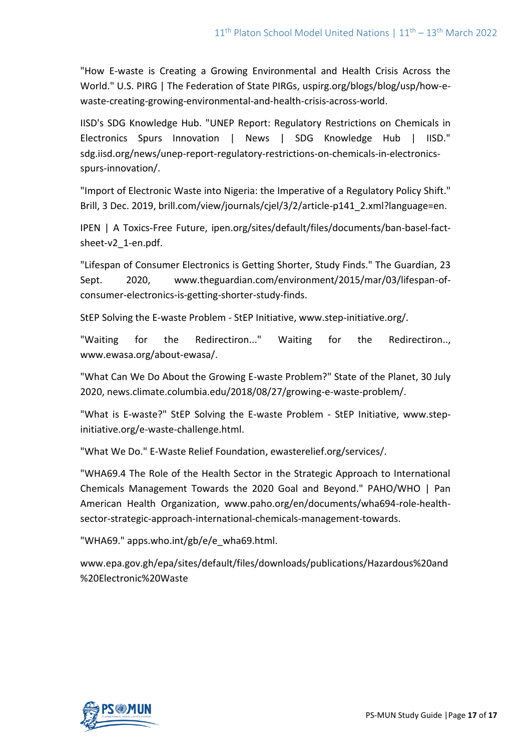"How E-waste is Creating a Growing Environmental and Health Crisis Across the World." U.S. PIRG | The Federation of State PIRGs, uspirg.org/blogs/blog/usp/how-e-waste-creating-growing-environmental-and-health-crisis-across-world.

IISD's SDG Knowledge Hub. "UNEP Report: Regulatory Restrictions on Chemicals in Electronics Spurs Innovation | News | SDG Knowledge Hub | IISD." sdg.iisd.org/news/unep-report-regulatory-restrictions-on-chemicals-in-electronics-spurs-innovation/.

"Import of Electronic Waste into Nigeria: the Imperative of a Regulatory Policy Shift." Brill, 3 Dec. 2019, brill.com/view/journals/cjel/3/2/article-p141_2.xml?language=en.

IPEN | A Toxics-Free Future, ipen.org/sites/default/files/documents/ban-basel-fact-sheet-v2_1-en.pdf.

"Lifespan of Consumer Electronics is Getting Shorter, Study Finds." The Guardian, 23 Sept. 2020, www.theguardian.com/environment/2015/mar/03/lifespan-of-consumer-electronics-is-getting-shorter-study-finds.

StEP Solving the E-waste Problem - StEP Initiative, www.step-initiative.org/.

"Waiting for the Redirectiron..." Waiting for the Redirectiron.., www.ewasa.org/about-ewasa/.

"What Can We Do About the Growing E-waste Problem?" State of the Planet, 30 July 2020, news.climate.columbia.edu/2018/08/27/growing-e-waste-problem/.

"What is E-waste?" StEP Solving the E-waste Problem - StEP Initiative, www.step-initiative.org/e-waste-challenge.html.

"What We Do." E-Waste Relief Foundation, ewasterelief.org/services/.

"WHA69.4 The Role of the Health Sector in the Strategic Approach to International Chemicals Management Towards the 2020 Goal and Beyond." PAHO/WHO | Pan American Health Organization, www.paho.org/en/documents/wha694-role-health-sector-strategic-approach-international-chemicals-management-towards.

"WHA69." apps.who.int/gb/e/e_wha69.html.

www.epa.gov.gh/epa/sites/default/files/downloads/publications/Hazardous%20and%20Electronic%20Waste